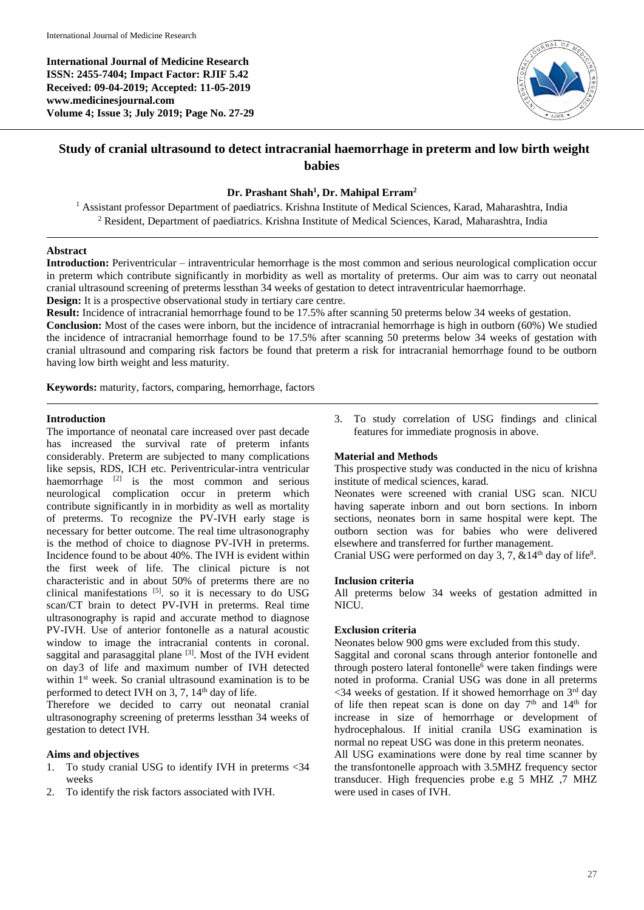**International Journal of Medicine Research**
**ISSN: 2455-7404; Impact Factor: RJIF 5.42**
**Received: 09-04-2019; Accepted: 11-05-2019**
**www.medicinesjournal.com**
**Volume 4; Issue 3; July 2019; Page No. 27-29**

# Study of cranial ultrasound to detect intracranial haemorrhage in preterm and low birth weight babies

**Dr. Prashant Shah[1], Dr. Mahipal Erram[2]**

[1] Assistant professor Department of paediatrics. Krishna Institute of Medical Sciences, Karad, Maharashtra, India
[2] Resident, Department of paediatrics. Krishna Institute of Medical Sciences, Karad, Maharashtra, India

## Abstract

**Introduction:** Periventricular – intraventricular hemorrhage is the most common and serious neurological complication occur in preterm which contribute significantly in morbidity as well as mortality of preterms. Our aim was to carry out neonatal cranial ultrasound screening of preterms lessthan 34 weeks of gestation to detect intraventricular haemorrhage.
**Design:** It is a prospective observational study in tertiary care centre.
**Result:** Incidence of intracranial hemorrhage found to be 17.5% after scanning 50 preterms below 34 weeks of gestation.
**Conclusion:** Most of the cases were inborn, but the incidence of intracranial hemorrhage is high in outborn (60%) We studied the incidence of intracranial hemorrhage found to be 17.5% after scanning 50 preterms below 34 weeks of gestation with cranial ultrasound and comparing risk factors be found that preterm a risk for intracranial hemorrhage found to be outborn having low birth weight and less maturity.

**Keywords:** maturity, factors, comparing, hemorrhage, factors

## Introduction

The importance of neonatal care increased over past decade has increased the survival rate of preterm infants considerably. Preterm are subjected to many complications like sepsis, RDS, ICH etc. Periventricular-intra ventricular haemorrhage [2] is the most common and serious neurological complication occur in preterm which contribute significantly in in morbidity as well as mortality of preterms. To recognize the PV-IVH early stage is necessary for better outcome. The real time ultrasonography is the method of choice to diagnose PV-IVH in preterms. Incidence found to be about 40%. The IVH is evident within the first week of life. The clinical picture is not characteristic and in about 50% of preterms there are no clinical manifestations [5]. so it is necessary to do USG scan/CT brain to detect PV-IVH in preterms. Real time ultrasonography is rapid and accurate method to diagnose PV-IVH. Use of anterior fontonelle as a natural acoustic window to image the intracranial contents in coronal. saggital and parasaggital plane [3]. Most of the IVH evident on day3 of life and maximum number of IVH detected within 1st week. So cranial ultrasound examination is to be performed to detect IVH on 3, 7, 14th day of life.

Therefore we decided to carry out neonatal cranial ultrasonography screening of preterms lessthan 34 weeks of gestation to detect IVH.

## Aims and objectives

1. To study cranial USG to identify IVH in preterms <34 weeks
2. To identify the risk factors associated with IVH.
3. To study correlation of USG findings and clinical features for immediate prognosis in above.

## Material and Methods

This prospective study was conducted in the nicu of krishna institute of medical sciences, karad.

Neonates were screened with cranial USG scan. NICU having saperate inborn and out born sections. In inborn sections, neonates born in same hospital were kept. The outborn section was for babies who were delivered elsewhere and transferred for further management.

Cranial USG were performed on day 3, 7, &14th day of life[8].

### Inclusion criteria

All preterms below 34 weeks of gestation admitted in NICU.

### Exclusion criteria

Neonates below 900 gms were excluded from this study.

Saggital and coronal scans through anterior fontonelle and through postero lateral fontonelle[6] were taken findings were noted in proforma. Cranial USG was done in all preterms <34 weeks of gestation. If it showed hemorrhage on 3rd day of life then repeat scan is done on day 7th and 14th for increase in size of hemorrhage or development of hydrocephalous. If initial cranila USG examination is normal no repeat USG was done in this preterm neonates.

All USG examinations were done by real time scanner by the transfontonelle approach with 3.5MHZ frequency sector transducer. High frequencies probe e.g 5 MHZ ,7 MHZ were used in cases of IVH.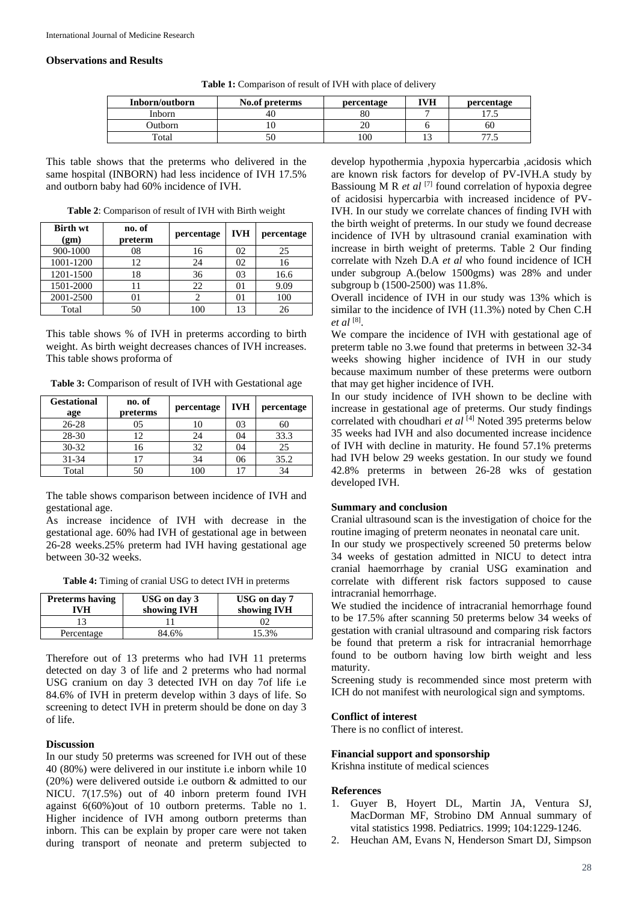## Observations and Results

**Table 1:** Comparison of result of IVH with place of delivery

| Inborn/outborn | No.of preterms | percentage | IVH | percentage |
|---|---|---|---|---|
| Inborn | 40 | 80 | 7 | 17.5 |
| Outborn | 10 | 20 | 6 | 60 |
| Total | 50 | 100 | 13 | 77.5 |

This table shows that the preterms who delivered in the same hospital (INBORN) had less incidence of IVH 17.5% and outborn baby had 60% incidence of IVH.

**Table 2**: Comparison of result of IVH with Birth weight

| Birth wt (gm) | no. of preterm | percentage | IVH | percentage |
|---|---|---|---|---|
| 900-1000 | 08 | 16 | 02 | 25 |
| 1001-1200 | 12 | 24 | 02 | 16 |
| 1201-1500 | 18 | 36 | 03 | 16.6 |
| 1501-2000 | 11 | 22 | 01 | 9.09 |
| 2001-2500 | 01 | 2 | 01 | 100 |
| Total | 50 | 100 | 13 | 26 |

This table shows % of IVH in preterms according to birth weight. As birth weight decreases chances of IVH increases. This table shows proforma of

**Table 3:** Comparison of result of IVH with Gestational age

| Gestational age | no. of preterms | percentage | IVH | percentage |
|---|---|---|---|---|
| 26-28 | 05 | 10 | 03 | 60 |
| 28-30 | 12 | 24 | 04 | 33.3 |
| 30-32 | 16 | 32 | 04 | 25 |
| 31-34 | 17 | 34 | 06 | 35.2 |
| Total | 50 | 100 | 17 | 34 |

The table shows comparison between incidence of IVH and gestational age.

As increase incidence of IVH with decrease in the gestational age. 60% had IVH of gestational age in between 26-28 weeks.25% preterm had IVH having gestational age between 30-32 weeks.

**Table 4:** Timing of cranial USG to detect IVH in preterms

| Preterms having IVH | USG on day 3 showing IVH | USG on day 7 showing IVH |
|---|---|---|
| 13 | 11 | 02 |
| Percentage | 84.6% | 15.3% |

Therefore out of 13 preterms who had IVH 11 preterms detected on day 3 of life and 2 preterms who had normal USG cranium on day 3 detected IVH on day 7of life i.e 84.6% of IVH in preterm develop within 3 days of life. So screening to detect IVH in preterm should be done on day 3 of life.

## Discussion

In our study 50 preterms was screened for IVH out of these 40 (80%) were delivered in our institute i.e inborn while 10 (20%) were delivered outside i.e outborn & admitted to our NICU. 7(17.5%) out of 40 inborn preterm found IVH against 6(60%)out of 10 outborn preterms. Table no 1. Higher incidence of IVH among outborn preterms than inborn. This can be explain by proper care were not taken during transport of neonate and preterm subjected to develop hypothermia ,hypoxia hypercarbia ,acidosis which are known risk factors for develop of PV-IVH.A study by Bassioung M R *et al* [7] found correlation of hypoxia degree of acidosisi hypercarbia with increased incidence of PV-IVH. In our study we correlate chances of finding IVH with the birth weight of preterms. In our study we found decrease incidence of IVH by ultrasound cranial examination with increase in birth weight of preterms. Table 2 Our finding correlate with Nzeh D.A *et al* who found incidence of ICH under subgroup A.(below 1500gms) was 28% and under subgroup b (1500-2500) was 11.8%.

Overall incidence of IVH in our study was 13% which is similar to the incidence of IVH (11.3%) noted by Chen C.H *et al* [8].

We compare the incidence of IVH with gestational age of preterm table no 3.we found that preterms in between 32-34 weeks showing higher incidence of IVH in our study because maximum number of these preterms were outborn that may get higher incidence of IVH.

In our study incidence of IVH shown to be decline with increase in gestational age of preterms. Our study findings correlated with choudhari *et al* [4] Noted 395 preterms below 35 weeks had IVH and also documented increase incidence of IVH with decline in maturity. He found 57.1% preterms had IVH below 29 weeks gestation. In our study we found 42.8% preterms in between 26-28 wks of gestation developed IVH.

## Summary and conclusion

Cranial ultrasound scan is the investigation of choice for the routine imaging of preterm neonates in neonatal care unit.

In our study we prospectively screened 50 preterms below 34 weeks of gestation admitted in NICU to detect intra cranial haemorrhage by cranial USG examination and correlate with different risk factors supposed to cause intracranial hemorrhage.

We studied the incidence of intracranial hemorrhage found to be 17.5% after scanning 50 preterms below 34 weeks of gestation with cranial ultrasound and comparing risk factors be found that preterm a risk for intracranial hemorrhage found to be outborn having low birth weight and less maturity.

Screening study is recommended since most preterm with ICH do not manifest with neurological sign and symptoms.

## Conflict of interest

There is no conflict of interest.

## Financial support and sponsorship

Krishna institute of medical sciences

## References

1. Guyer B, Hoyert DL, Martin JA, Ventura SJ, MacDorman MF, Strobino DM Annual summary of vital statistics 1998. Pediatrics. 1999; 104:1229-1246.
2. Heuchan AM, Evans N, Henderson Smart DJ, Simpson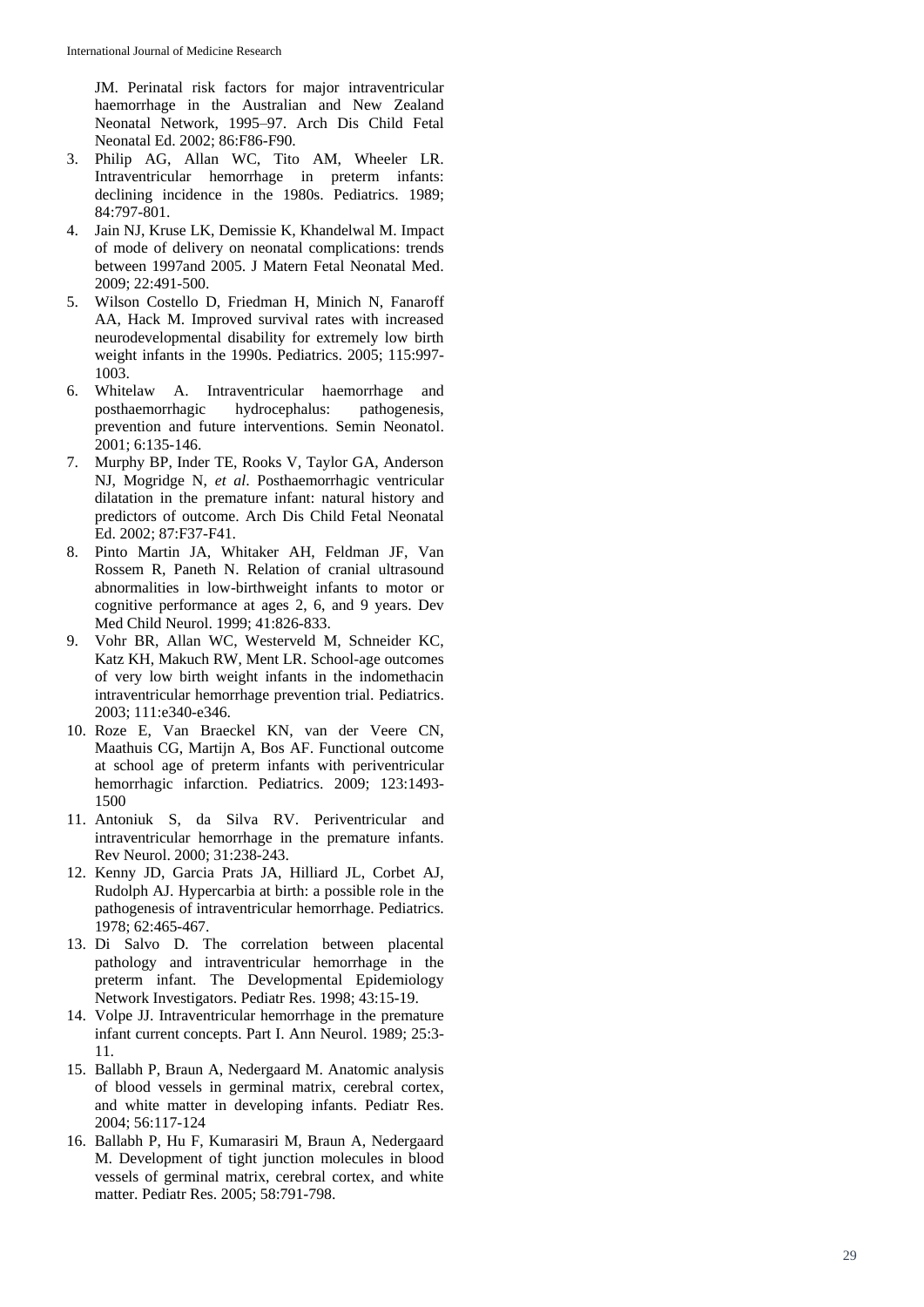JM. Perinatal risk factors for major intraventricular haemorrhage in the Australian and New Zealand Neonatal Network, 1995–97. Arch Dis Child Fetal Neonatal Ed. 2002; 86:F86-F90.

3. Philip AG, Allan WC, Tito AM, Wheeler LR. Intraventricular hemorrhage in preterm infants: declining incidence in the 1980s. Pediatrics. 1989; 84:797-801.
4. Jain NJ, Kruse LK, Demissie K, Khandelwal M. Impact of mode of delivery on neonatal complications: trends between 1997and 2005. J Matern Fetal Neonatal Med. 2009; 22:491-500.
5. Wilson Costello D, Friedman H, Minich N, Fanaroff AA, Hack M. Improved survival rates with increased neurodevelopmental disability for extremely low birth weight infants in the 1990s. Pediatrics. 2005; 115:997-1003.
6. Whitelaw A. Intraventricular haemorrhage and posthaemorrhagic hydrocephalus: pathogenesis, prevention and future interventions. Semin Neonatol. 2001; 6:135-146.
7. Murphy BP, Inder TE, Rooks V, Taylor GA, Anderson NJ, Mogridge N, *et al*. Posthaemorrhagic ventricular dilatation in the premature infant: natural history and predictors of outcome. Arch Dis Child Fetal Neonatal Ed. 2002; 87:F37-F41.
8. Pinto Martin JA, Whitaker AH, Feldman JF, Van Rossem R, Paneth N. Relation of cranial ultrasound abnormalities in low-birthweight infants to motor or cognitive performance at ages 2, 6, and 9 years. Dev Med Child Neurol. 1999; 41:826-833.
9. Vohr BR, Allan WC, Westerveld M, Schneider KC, Katz KH, Makuch RW, Ment LR. School-age outcomes of very low birth weight infants in the indomethacin intraventricular hemorrhage prevention trial. Pediatrics. 2003; 111:e340-e346.
10. Roze E, Van Braeckel KN, van der Veere CN, Maathuis CG, Martijn A, Bos AF. Functional outcome at school age of preterm infants with periventricular hemorrhagic infarction. Pediatrics. 2009; 123:1493-1500
11. Antoniuk S, da Silva RV. Periventricular and intraventricular hemorrhage in the premature infants. Rev Neurol. 2000; 31:238-243.
12. Kenny JD, Garcia Prats JA, Hilliard JL, Corbet AJ, Rudolph AJ. Hypercarbia at birth: a possible role in the pathogenesis of intraventricular hemorrhage. Pediatrics. 1978; 62:465-467.
13. Di Salvo D. The correlation between placental pathology and intraventricular hemorrhage in the preterm infant. The Developmental Epidemiology Network Investigators. Pediatr Res. 1998; 43:15-19.
14. Volpe JJ. Intraventricular hemorrhage in the premature infant current concepts. Part I. Ann Neurol. 1989; 25:3-11.
15. Ballabh P, Braun A, Nedergaard M. Anatomic analysis of blood vessels in germinal matrix, cerebral cortex, and white matter in developing infants. Pediatr Res. 2004; 56:117-124
16. Ballabh P, Hu F, Kumarasiri M, Braun A, Nedergaard M. Development of tight junction molecules in blood vessels of germinal matrix, cerebral cortex, and white matter. Pediatr Res. 2005; 58:791-798.